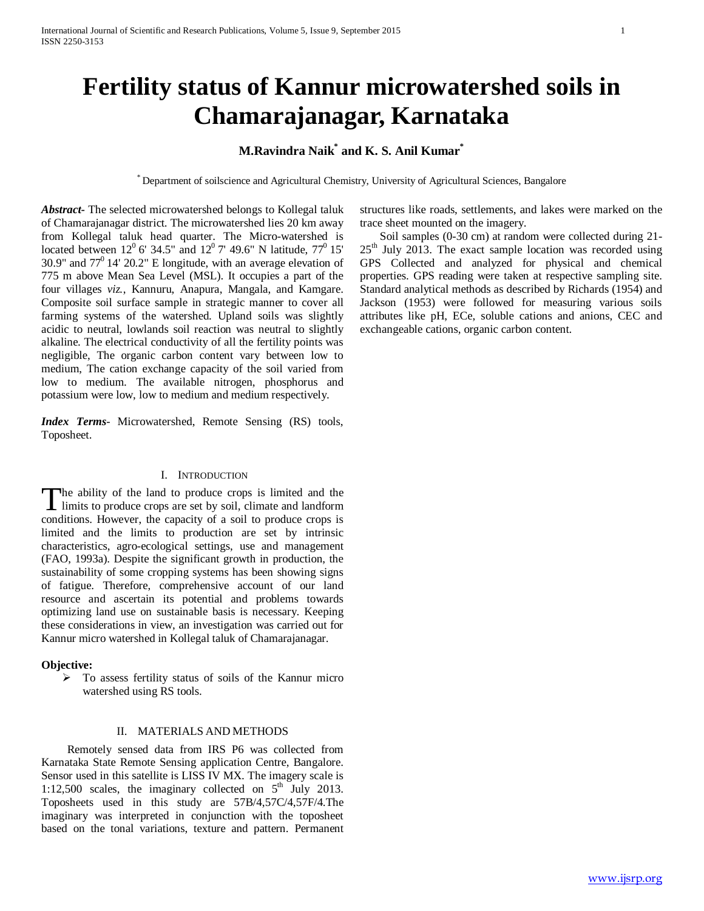# Fertility status of Kannur microwatershed soils in Chamarajanagar, Karnataka

**M.Ravindra Naik[*] and K. S. Anil Kumar[*]**

[*] Department of soilscience and Agricultural Chemistry, University of Agricultural Sciences, Bangalore

***Abstract-*** The selected microwatershed belongs to Kollegal taluk of Chamarajanagar district. The microwatershed lies 20 km away from Kollegal taluk head quarter. The Micro-watershed is located between $12^0$ 6' 34.5" and $12^0$ 7' 49.6" N latitude, $77^0$ 15' 30.9" and $77^0$ 14' 20.2" E longitude, with an average elevation of 775 m above Mean Sea Level (MSL). It occupies a part of the four villages *viz.*, Kannuru, Anapura, Mangala, and Kamgare. Composite soil surface sample in strategic manner to cover all farming systems of the watershed. Upland soils was slightly acidic to neutral, lowlands soil reaction was neutral to slightly alkaline. The electrical conductivity of all the fertility points was negligible, The organic carbon content vary between low to medium, The cation exchange capacity of the soil varied from low to medium. The available nitrogen, phosphorus and potassium were low, low to medium and medium respectively.

***Index Terms***- Microwatershed, Remote Sensing (RS) tools, Toposheet.

## I. Introduction

The ability of the land to produce crops is limited and the limits to produce crops are set by soil, climate and landform conditions. However, the capacity of a soil to produce crops is limited and the limits to production are set by intrinsic characteristics, agro-ecological settings, use and management (FAO, 1993a). Despite the significant growth in production, the sustainability of some cropping systems has been showing signs of fatigue. Therefore, comprehensive account of our land resource and ascertain its potential and problems towards optimizing land use on sustainable basis is necessary. Keeping these considerations in view, an investigation was carried out for Kannur micro watershed in Kollegal taluk of Chamarajanagar.

**Objective:**

- To assess fertility status of soils of the Kannur micro watershed using RS tools.

## II. Materials and Methods

Remotely sensed data from IRS P6 was collected from Karnataka State Remote Sensing application Centre, Bangalore. Sensor used in this satellite is LISS IV MX. The imagery scale is 1:12,500 scales, the imaginary collected on 5th July 2013. Toposheets used in this study are 57B/4,57C/4,57F/4.The imaginary was interpreted in conjunction with the toposheet based on the tonal variations, texture and pattern. Permanent structures like roads, settlements, and lakes were marked on the trace sheet mounted on the imagery.

Soil samples (0-30 cm) at random were collected during 21-25th July 2013. The exact sample location was recorded using GPS Collected and analyzed for physical and chemical properties. GPS reading were taken at respective sampling site. Standard analytical methods as described by Richards (1954) and Jackson (1953) were followed for measuring various soils attributes like pH, ECe, soluble cations and anions, CEC and exchangeable cations, organic carbon content.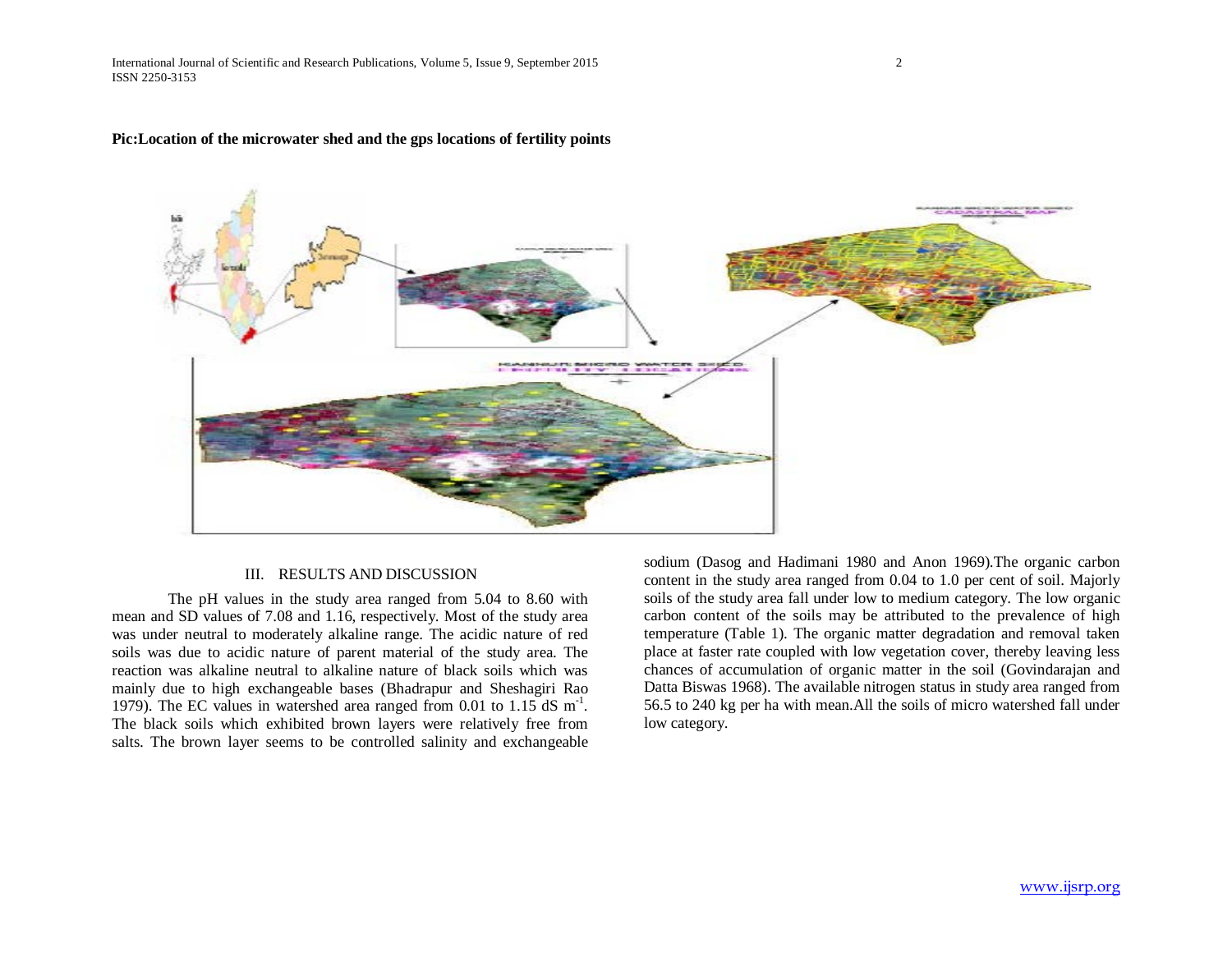**Pic:Location of the microwater shed and the gps locations of fertility points**

## III. RESULTS AND DISCUSSION

The pH values in the study area ranged from 5.04 to 8.60 with mean and SD values of 7.08 and 1.16, respectively. Most of the study area was under neutral to moderately alkaline range. The acidic nature of red soils was due to acidic nature of parent material of the study area. The reaction was alkaline neutral to alkaline nature of black soils which was mainly due to high exchangeable bases (Bhadrapur and Sheshagiri Rao 1979). The EC values in watershed area ranged from 0.01 to 1.15 dS $m^{-1}$. The black soils which exhibited brown layers were relatively free from salts. The brown layer seems to be controlled salinity and exchangeable sodium (Dasog and Hadimani 1980 and Anon 1969).The organic carbon content in the study area ranged from 0.04 to 1.0 per cent of soil. Majorly soils of the study area fall under low to medium category. The low organic carbon content of the soils may be attributed to the prevalence of high temperature (Table 1). The organic matter degradation and removal taken place at faster rate coupled with low vegetation cover, thereby leaving less chances of accumulation of organic matter in the soil (Govindarajan and Datta Biswas 1968). The available nitrogen status in study area ranged from 56.5 to 240 kg per ha with mean.All the soils of micro watershed fall under low category.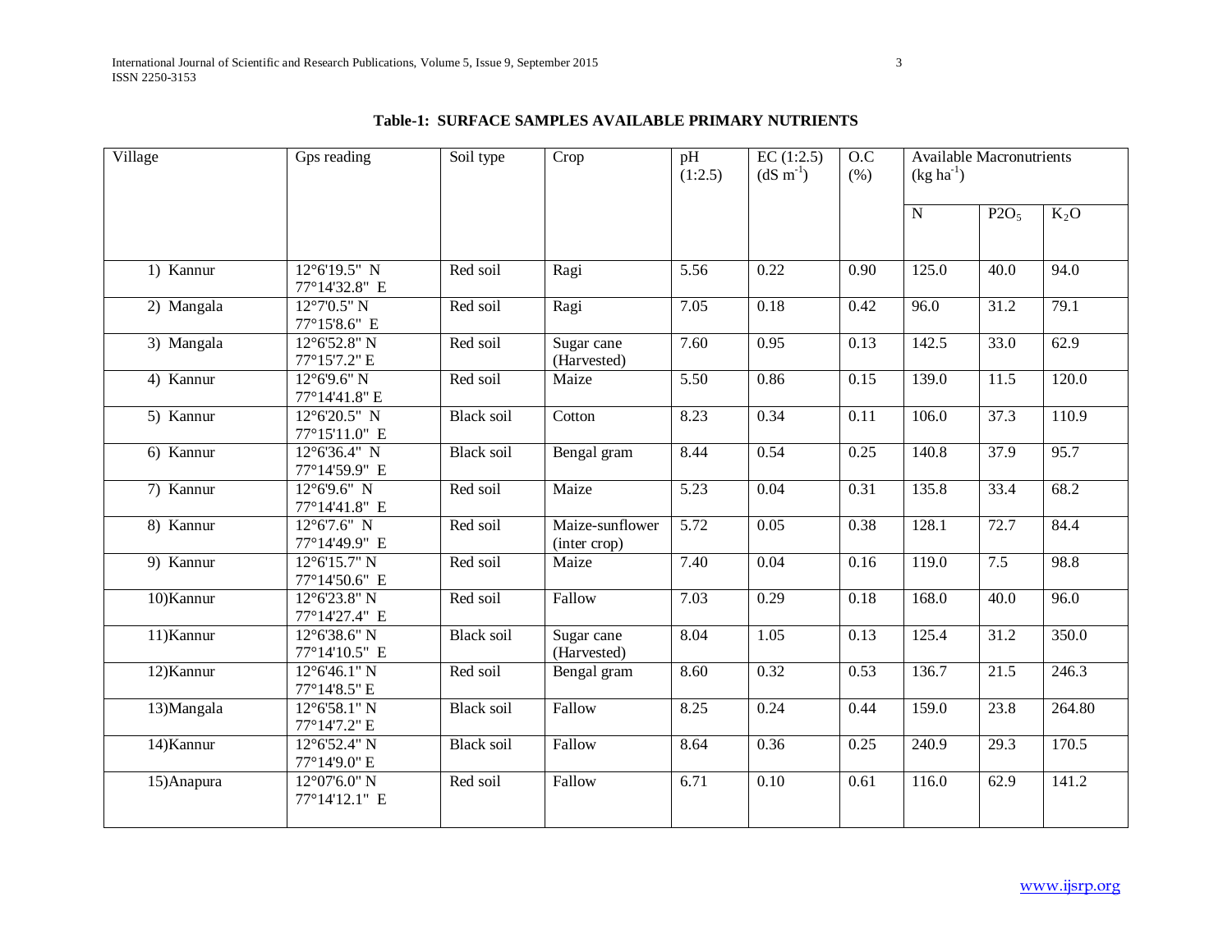**Table-1: SURFACE SAMPLES AVAILABLE PRIMARY NUTRIENTS**

| Village | Gps reading | Soil type | Crop | pH (1:2.5) | EC (1:2.5) ($dS\ m^{-1}$) | O.C (%) | Available Macronutrients ($kg\ ha^{-1}$) | | |
|---|---|---|---|---|---|---|---|---|---|
| | | | | | | | N | $P2O_5$ | $K_2O$ |
| 1) Kannur | 12°6'19.5" N 77°14'32.8" E | Red soil | Ragi | 5.56 | 0.22 | 0.90 | 125.0 | 40.0 | 94.0 |
| 2) Mangala | 12°7'0.5" N 77°15'8.6" E | Red soil | Ragi | 7.05 | 0.18 | 0.42 | 96.0 | 31.2 | 79.1 |
| 3) Mangala | 12°6'52.8" N 77°15'7.2" E | Red soil | Sugar cane (Harvested) | 7.60 | 0.95 | 0.13 | 142.5 | 33.0 | 62.9 |
| 4) Kannur | 12°6'9.6" N 77°14'41.8" E | Red soil | Maize | 5.50 | 0.86 | 0.15 | 139.0 | 11.5 | 120.0 |
| 5) Kannur | 12°6'20.5" N 77°15'11.0" E | Black soil | Cotton | 8.23 | 0.34 | 0.11 | 106.0 | 37.3 | 110.9 |
| 6) Kannur | 12°6'36.4" N 77°14'59.9" E | Black soil | Bengal gram | 8.44 | 0.54 | 0.25 | 140.8 | 37.9 | 95.7 |
| 7) Kannur | 12°6'9.6" N 77°14'41.8" E | Red soil | Maize | 5.23 | 0.04 | 0.31 | 135.8 | 33.4 | 68.2 |
| 8) Kannur | 12°6'7.6" N 77°14'49.9" E | Red soil | Maize-sunflower (inter crop) | 5.72 | 0.05 | 0.38 | 128.1 | 72.7 | 84.4 |
| 9) Kannur | 12°6'15.7" N 77°14'50.6" E | Red soil | Maize | 7.40 | 0.04 | 0.16 | 119.0 | 7.5 | 98.8 |
| 10)Kannur | 12°6'23.8" N 77°14'27.4" E | Red soil | Fallow | 7.03 | 0.29 | 0.18 | 168.0 | 40.0 | 96.0 |
| 11)Kannur | 12°6'38.6" N 77°14'10.5" E | Black soil | Sugar cane (Harvested) | 8.04 | 1.05 | 0.13 | 125.4 | 31.2 | 350.0 |
| 12)Kannur | 12°6'46.1" N 77°14'8.5" E | Red soil | Bengal gram | 8.60 | 0.32 | 0.53 | 136.7 | 21.5 | 246.3 |
| 13)Mangala | 12°6'58.1" N 77°14'7.2" E | Black soil | Fallow | 8.25 | 0.24 | 0.44 | 159.0 | 23.8 | 264.80 |
| 14)Kannur | 12°6'52.4" N 77°14'9.0" E | Black soil | Fallow | 8.64 | 0.36 | 0.25 | 240.9 | 29.3 | 170.5 |
| 15)Anapura | 12°07'6.0" N 77°14'12.1" E | Red soil | Fallow | 6.71 | 0.10 | 0.61 | 116.0 | 62.9 | 141.2 |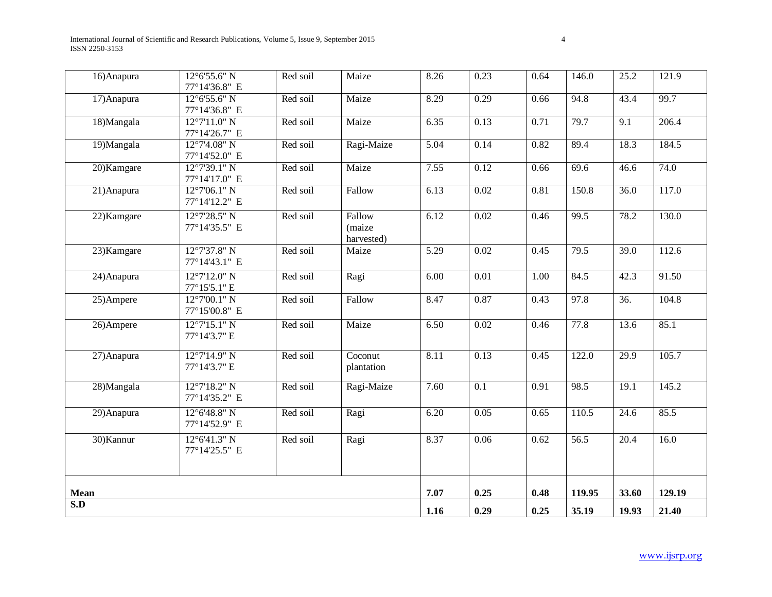| 16)Anapura | 12°6'55.6" N 77°14'36.8" E | Red soil | Maize | 8.26 | 0.23 | 0.64 | 146.0 | 25.2 | 121.9 |
|---|---|---|---|---|---|---|---|---|---|
| 17)Anapura | 12°6'55.6" N 77°14'36.8" E | Red soil | Maize | 8.29 | 0.29 | 0.66 | 94.8 | 43.4 | 99.7 |
| 18)Mangala | 12°7'11.0" N 77°14'26.7" E | Red soil | Maize | 6.35 | 0.13 | 0.71 | 79.7 | 9.1 | 206.4 |
| 19)Mangala | 12°7'4.08" N 77°14'52.0" E | Red soil | Ragi-Maize | 5.04 | 0.14 | 0.82 | 89.4 | 18.3 | 184.5 |
| 20)Kamgare | 12°7'39.1" N 77°14'17.0" E | Red soil | Maize | 7.55 | 0.12 | 0.66 | 69.6 | 46.6 | 74.0 |
| 21)Anapura | 12°7'06.1" N 77°14'12.2" E | Red soil | Fallow | 6.13 | 0.02 | 0.81 | 150.8 | 36.0 | 117.0 |
| 22)Kamgare | 12°7'28.5" N 77°14'35.5" E | Red soil | Fallow (maize harvested) | 6.12 | 0.02 | 0.46 | 99.5 | 78.2 | 130.0 |
| 23)Kamgare | 12°7'37.8" N 77°14'43.1" E | Red soil | Maize | 5.29 | 0.02 | 0.45 | 79.5 | 39.0 | 112.6 |
| 24)Anapura | 12°7'12.0" N 77°15'5.1" E | Red soil | Ragi | 6.00 | 0.01 | 1.00 | 84.5 | 42.3 | 91.50 |
| 25)Ampere | 12°7'00.1" N 77°15'00.8" E | Red soil | Fallow | 8.47 | 0.87 | 0.43 | 97.8 | 36. | 104.8 |
| 26)Ampere | 12°7'15.1" N 77°14'3.7" E | Red soil | Maize | 6.50 | 0.02 | 0.46 | 77.8 | 13.6 | 85.1 |
| 27)Anapura | 12°7'14.9" N 77°14'3.7" E | Red soil | Coconut plantation | 8.11 | 0.13 | 0.45 | 122.0 | 29.9 | 105.7 |
| 28)Mangala | 12°7'18.2" N 77°14'35.2" E | Red soil | Ragi-Maize | 7.60 | 0.1 | 0.91 | 98.5 | 19.1 | 145.2 |
| 29)Anapura | 12°6'48.8" N 77°14'52.9" E | Red soil | Ragi | 6.20 | 0.05 | 0.65 | 110.5 | 24.6 | 85.5 |
| 30)Kannur | 12°6'41.3" N 77°14'25.5" E | Red soil | Ragi | 8.37 | 0.06 | 0.62 | 56.5 | 20.4 | 16.0 |
| **Mean** | | | | **7.07** | **0.25** | **0.48** | **119.95** | **33.60** | **129.19** |
| **S.D** | | | | **1.16** | **0.29** | **0.25** | **35.19** | **19.93** | **21.40** |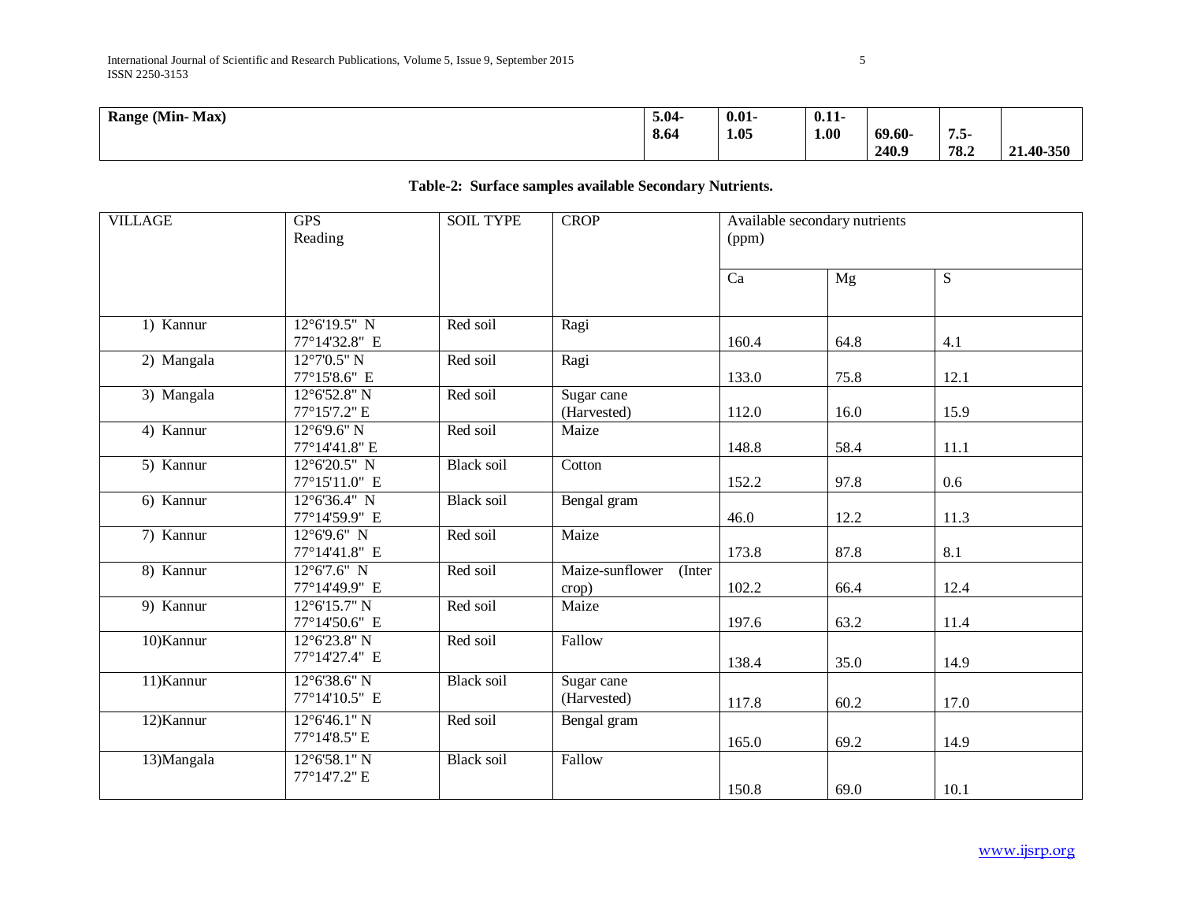| Range (Min- Max) | 5.04-8.64 | 0.01-1.05 | 0.11-1.00 | 69.60-240.9 | 7.5-78.2 | 21.40-350 |
|---|---|---|---|---|---|---|

**Table-2: Surface samples available Secondary Nutrients.**

| VILLAGE | GPS Reading | SOIL TYPE | CROP | Available secondary nutrients (ppm) | | |
|---|---|---|---|---|---|---|
| | | | | Ca | Mg | S |
| 1) Kannur | 12°6'19.5" N 77°14'32.8" E | Red soil | Ragi | 160.4 | 64.8 | 4.1 |
| 2) Mangala | 12°7'0.5" N 77°15'8.6" E | Red soil | Ragi | 133.0 | 75.8 | 12.1 |
| 3) Mangala | 12°6'52.8" N 77°15'7.2" E | Red soil | Sugar cane (Harvested) | 112.0 | 16.0 | 15.9 |
| 4) Kannur | 12°6'9.6" N 77°14'41.8" E | Red soil | Maize | 148.8 | 58.4 | 11.1 |
| 5) Kannur | 12°6'20.5" N 77°15'11.0" E | Black soil | Cotton | 152.2 | 97.8 | 0.6 |
| 6) Kannur | 12°6'36.4" N 77°14'59.9" E | Black soil | Bengal gram | 46.0 | 12.2 | 11.3 |
| 7) Kannur | 12°6'9.6" N 77°14'41.8" E | Red soil | Maize | 173.8 | 87.8 | 8.1 |
| 8) Kannur | 12°6'7.6" N 77°14'49.9" E | Red soil | Maize-sunflower (Inter crop) | 102.2 | 66.4 | 12.4 |
| 9) Kannur | 12°6'15.7" N 77°14'50.6" E | Red soil | Maize | 197.6 | 63.2 | 11.4 |
| 10)Kannur | 12°6'23.8" N 77°14'27.4" E | Red soil | Fallow | 138.4 | 35.0 | 14.9 |
| 11)Kannur | 12°6'38.6" N 77°14'10.5" E | Black soil | Sugar cane (Harvested) | 117.8 | 60.2 | 17.0 |
| 12)Kannur | 12°6'46.1" N 77°14'8.5" E | Red soil | Bengal gram | 165.0 | 69.2 | 14.9 |
| 13)Mangala | 12°6'58.1" N 77°14'7.2" E | Black soil | Fallow | 150.8 | 69.0 | 10.1 |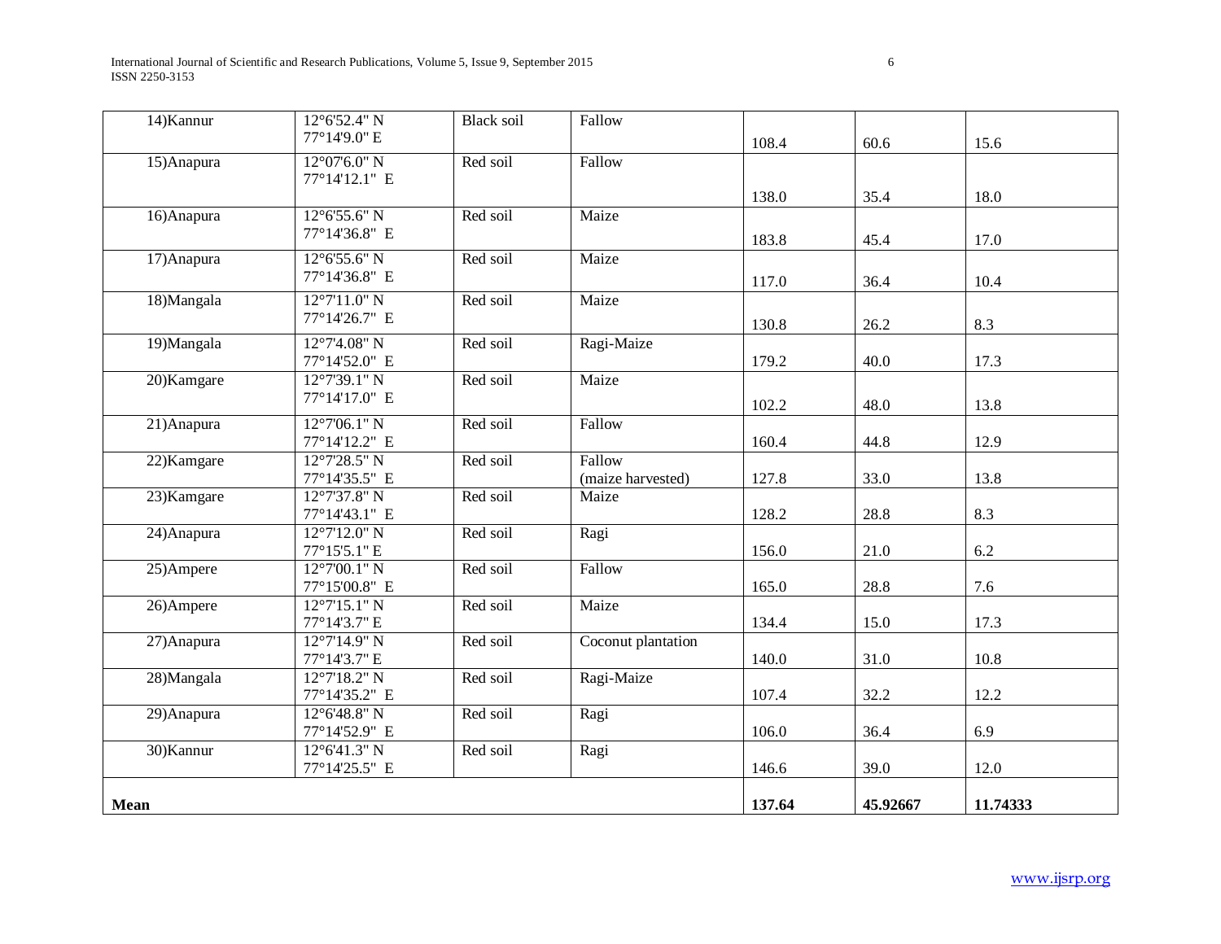| 14)Kannur | 12°6'52.4" N 77°14'9.0" E | Black soil | Fallow | 108.4 | 60.6 | 15.6 |
|---|---|---|---|---|---|---|
| 15)Anapura | 12°07'6.0" N 77°14'12.1" E | Red soil | Fallow | 138.0 | 35.4 | 18.0 |
| 16)Anapura | 12°6'55.6" N 77°14'36.8" E | Red soil | Maize | 183.8 | 45.4 | 17.0 |
| 17)Anapura | 12°6'55.6" N 77°14'36.8" E | Red soil | Maize | 117.0 | 36.4 | 10.4 |
| 18)Mangala | 12°7'11.0" N 77°14'26.7" E | Red soil | Maize | 130.8 | 26.2 | 8.3 |
| 19)Mangala | 12°7'4.08" N 77°14'52.0" E | Red soil | Ragi-Maize | 179.2 | 40.0 | 17.3 |
| 20)Kamgare | 12°7'39.1" N 77°14'17.0" E | Red soil | Maize | 102.2 | 48.0 | 13.8 |
| 21)Anapura | 12°7'06.1" N 77°14'12.2" E | Red soil | Fallow | 160.4 | 44.8 | 12.9 |
| 22)Kamgare | 12°7'28.5" N 77°14'35.5" E | Red soil | Fallow (maize harvested) | 127.8 | 33.0 | 13.8 |
| 23)Kamgare | 12°7'37.8" N 77°14'43.1" E | Red soil | Maize | 128.2 | 28.8 | 8.3 |
| 24)Anapura | 12°7'12.0" N 77°15'5.1" E | Red soil | Ragi | 156.0 | 21.0 | 6.2 |
| 25)Ampere | 12°7'00.1" N 77°15'00.8" E | Red soil | Fallow | 165.0 | 28.8 | 7.6 |
| 26)Ampere | 12°7'15.1" N 77°14'3.7" E | Red soil | Maize | 134.4 | 15.0 | 17.3 |
| 27)Anapura | 12°7'14.9" N 77°14'3.7" E | Red soil | Coconut plantation | 140.0 | 31.0 | 10.8 |
| 28)Mangala | 12°7'18.2" N 77°14'35.2" E | Red soil | Ragi-Maize | 107.4 | 32.2 | 12.2 |
| 29)Anapura | 12°6'48.8" N 77°14'52.9" E | Red soil | Ragi | 106.0 | 36.4 | 6.9 |
| 30)Kannur | 12°6'41.3" N 77°14'25.5" E | Red soil | Ragi | 146.6 | 39.0 | 12.0 |
| **Mean** | | | | **137.64** | **45.92667** | **11.74333** |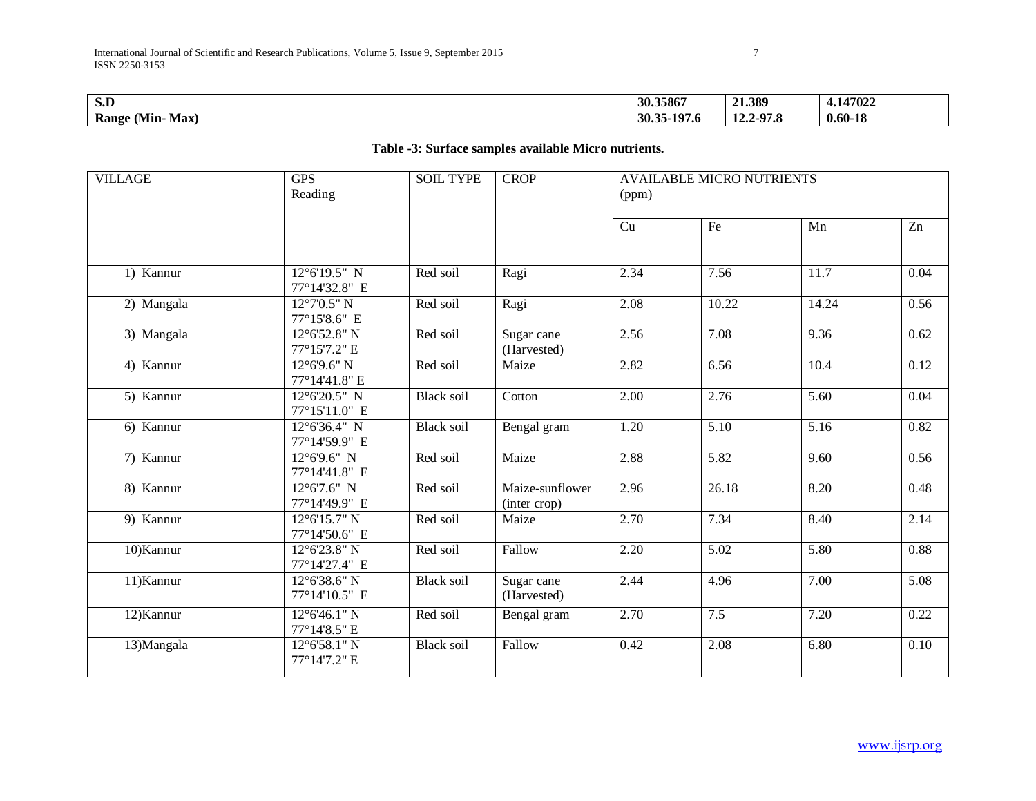| S.D | 30.35867 | 21.389 | 4.147022 |
|---|---|---|---|
| **Range (Min- Max)** | **30.35-197.6** | **12.2-97.8** | **0.60-18** |

**Table -3: Surface samples available Micro nutrients.**

| VILLAGE | GPS Reading | SOIL TYPE | CROP | AVAILABLE MICRO NUTRIENTS (ppm) | | | |
|---|---|---|---|---|---|---|---|
| | | | | Cu | Fe | Mn | Zn |
| 1) Kannur | 12°6'19.5" N 77°14'32.8" E | Red soil | Ragi | 2.34 | 7.56 | 11.7 | 0.04 |
| 2) Mangala | 12°7'0.5" N 77°15'8.6" E | Red soil | Ragi | 2.08 | 10.22 | 14.24 | 0.56 |
| 3) Mangala | 12°6'52.8" N 77°15'7.2" E | Red soil | Sugar cane (Harvested) | 2.56 | 7.08 | 9.36 | 0.62 |
| 4) Kannur | 12°6'9.6" N 77°14'41.8" E | Red soil | Maize | 2.82 | 6.56 | 10.4 | 0.12 |
| 5) Kannur | 12°6'20.5" N 77°15'11.0" E | Black soil | Cotton | 2.00 | 2.76 | 5.60 | 0.04 |
| 6) Kannur | 12°6'36.4" N 77°14'59.9" E | Black soil | Bengal gram | 1.20 | 5.10 | 5.16 | 0.82 |
| 7) Kannur | 12°6'9.6" N 77°14'41.8" E | Red soil | Maize | 2.88 | 5.82 | 9.60 | 0.56 |
| 8) Kannur | 12°6'7.6" N 77°14'49.9" E | Red soil | Maize-sunflower (inter crop) | 2.96 | 26.18 | 8.20 | 0.48 |
| 9) Kannur | 12°6'15.7" N 77°14'50.6" E | Red soil | Maize | 2.70 | 7.34 | 8.40 | 2.14 |
| 10)Kannur | 12°6'23.8" N 77°14'27.4" E | Red soil | Fallow | 2.20 | 5.02 | 5.80 | 0.88 |
| 11)Kannur | 12°6'38.6" N 77°14'10.5" E | Black soil | Sugar cane (Harvested) | 2.44 | 4.96 | 7.00 | 5.08 |
| 12)Kannur | 12°6'46.1" N 77°14'8.5" E | Red soil | Bengal gram | 2.70 | 7.5 | 7.20 | 0.22 |
| 13)Mangala | 12°6'58.1" N 77°14'7.2" E | Black soil | Fallow | 0.42 | 2.08 | 6.80 | 0.10 |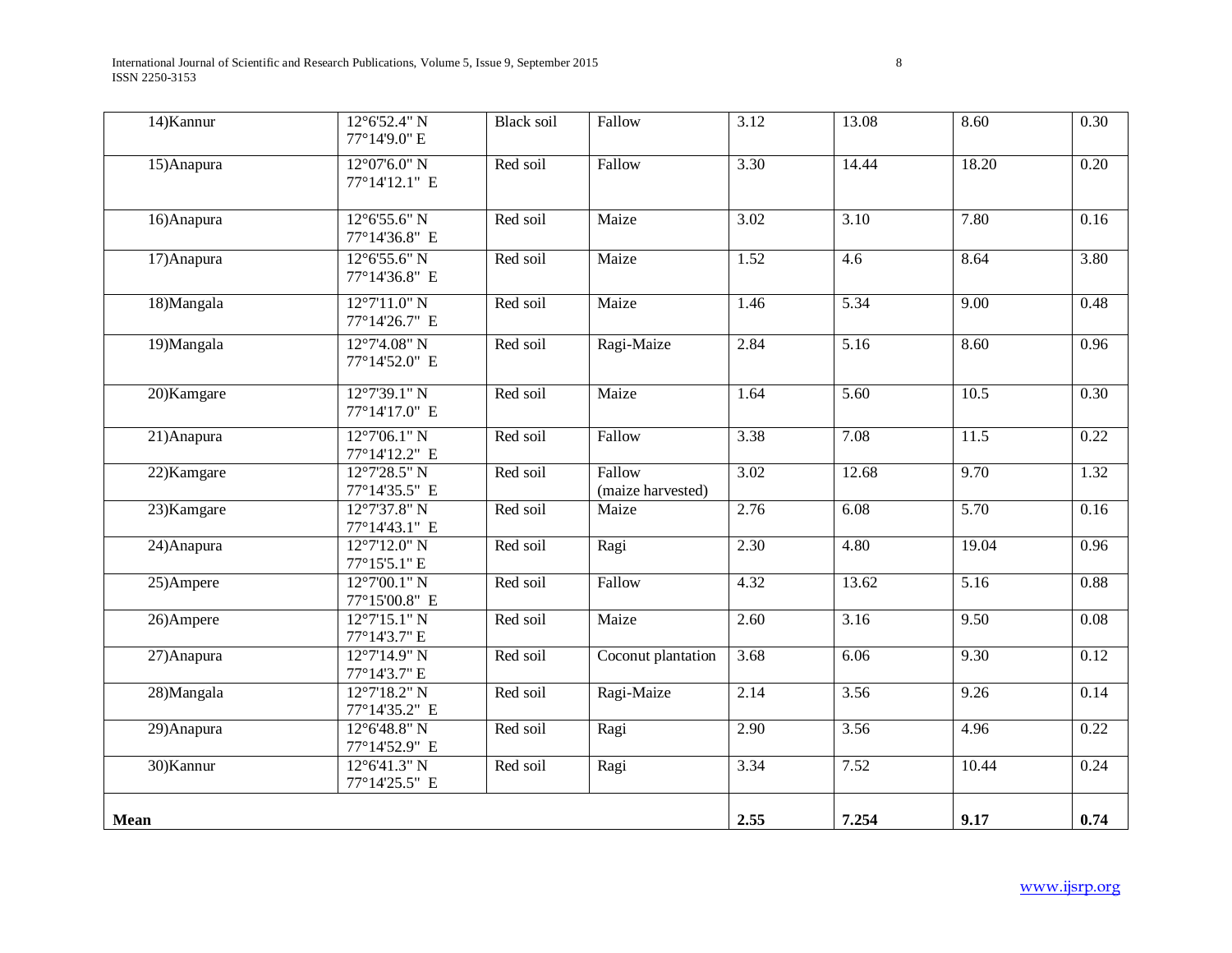| | | | | | | | |
|---|---|---|---|---|---|---|---|
| 14)Kannur | 12°6'52.4" N 77°14'9.0" E | Black soil | Fallow | 3.12 | 13.08 | 8.60 | 0.30 |
| 15)Anapura | 12°07'6.0" N 77°14'12.1" E | Red soil | Fallow | 3.30 | 14.44 | 18.20 | 0.20 |
| 16)Anapura | 12°6'55.6" N 77°14'36.8" E | Red soil | Maize | 3.02 | 3.10 | 7.80 | 0.16 |
| 17)Anapura | 12°6'55.6" N 77°14'36.8" E | Red soil | Maize | 1.52 | 4.6 | 8.64 | 3.80 |
| 18)Mangala | 12°7'11.0" N 77°14'26.7" E | Red soil | Maize | 1.46 | 5.34 | 9.00 | 0.48 |
| 19)Mangala | 12°7'4.08" N 77°14'52.0" E | Red soil | Ragi-Maize | 2.84 | 5.16 | 8.60 | 0.96 |
| 20)Kamgare | 12°7'39.1" N 77°14'17.0" E | Red soil | Maize | 1.64 | 5.60 | 10.5 | 0.30 |
| 21)Anapura | 12°7'06.1" N 77°14'12.2" E | Red soil | Fallow | 3.38 | 7.08 | 11.5 | 0.22 |
| 22)Kamgare | 12°7'28.5" N 77°14'35.5" E | Red soil | Fallow (maize harvested) | 3.02 | 12.68 | 9.70 | 1.32 |
| 23)Kamgare | 12°7'37.8" N 77°14'43.1" E | Red soil | Maize | 2.76 | 6.08 | 5.70 | 0.16 |
| 24)Anapura | 12°7'12.0" N 77°15'5.1" E | Red soil | Ragi | 2.30 | 4.80 | 19.04 | 0.96 |
| 25)Ampere | 12°7'00.1" N 77°15'00.8" E | Red soil | Fallow | 4.32 | 13.62 | 5.16 | 0.88 |
| 26)Ampere | 12°7'15.1" N 77°14'3.7" E | Red soil | Maize | 2.60 | 3.16 | 9.50 | 0.08 |
| 27)Anapura | 12°7'14.9" N 77°14'3.7" E | Red soil | Coconut plantation | 3.68 | 6.06 | 9.30 | 0.12 |
| 28)Mangala | 12°7'18.2" N 77°14'35.2" E | Red soil | Ragi-Maize | 2.14 | 3.56 | 9.26 | 0.14 |
| 29)Anapura | 12°6'48.8" N 77°14'52.9" E | Red soil | Ragi | 2.90 | 3.56 | 4.96 | 0.22 |
| 30)Kannur | 12°6'41.3" N 77°14'25.5" E | Red soil | Ragi | 3.34 | 7.52 | 10.44 | 0.24 |
| **Mean** | | | | **2.55** | **7.254** | **9.17** | **0.74** |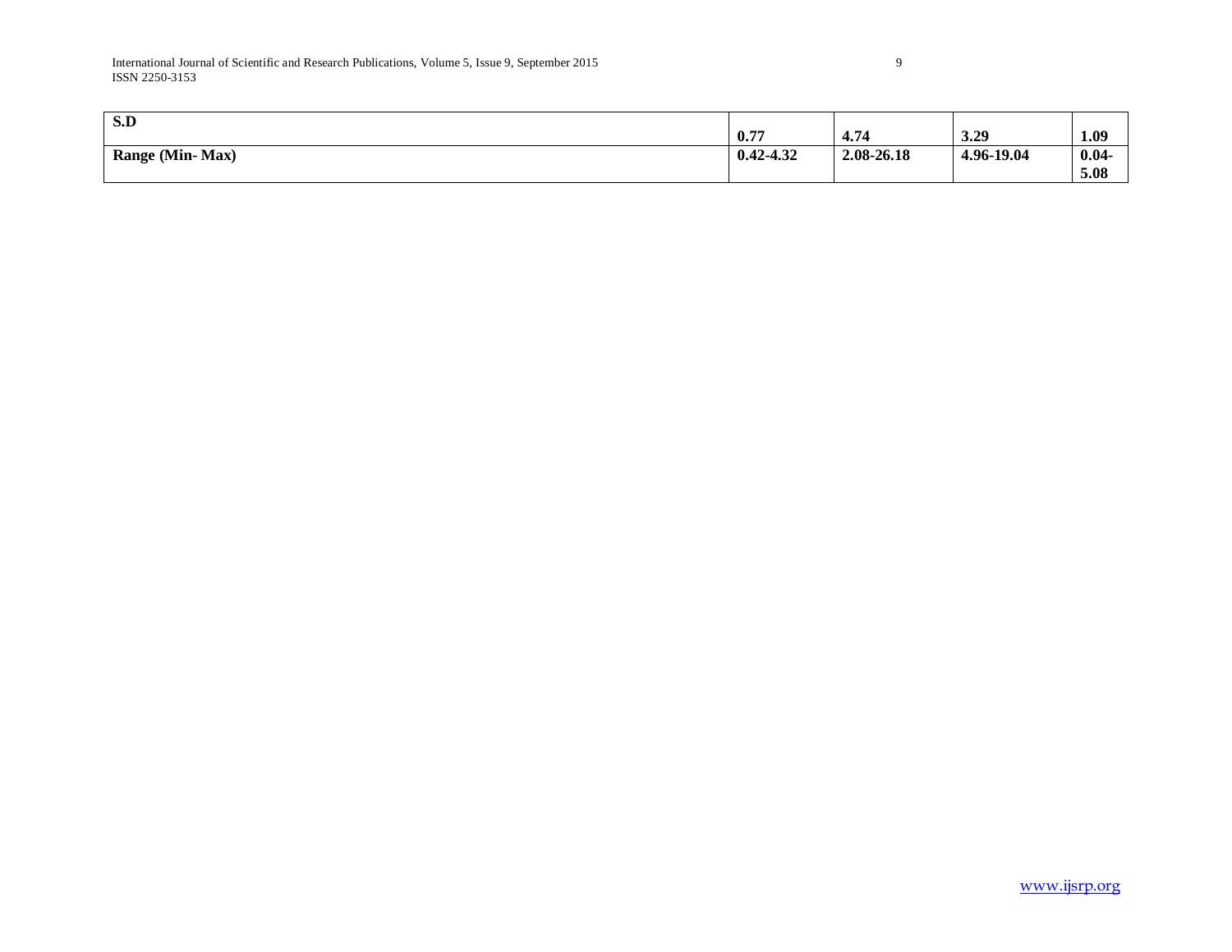| S.D | 0.77 | 4.74 | 3.29 | 1.09 |
|---|---|---|---|---|
| **Range (Min- Max)** | **0.42-4.32** | **2.08-26.18** | **4.96-19.04** | **0.04-5.08** |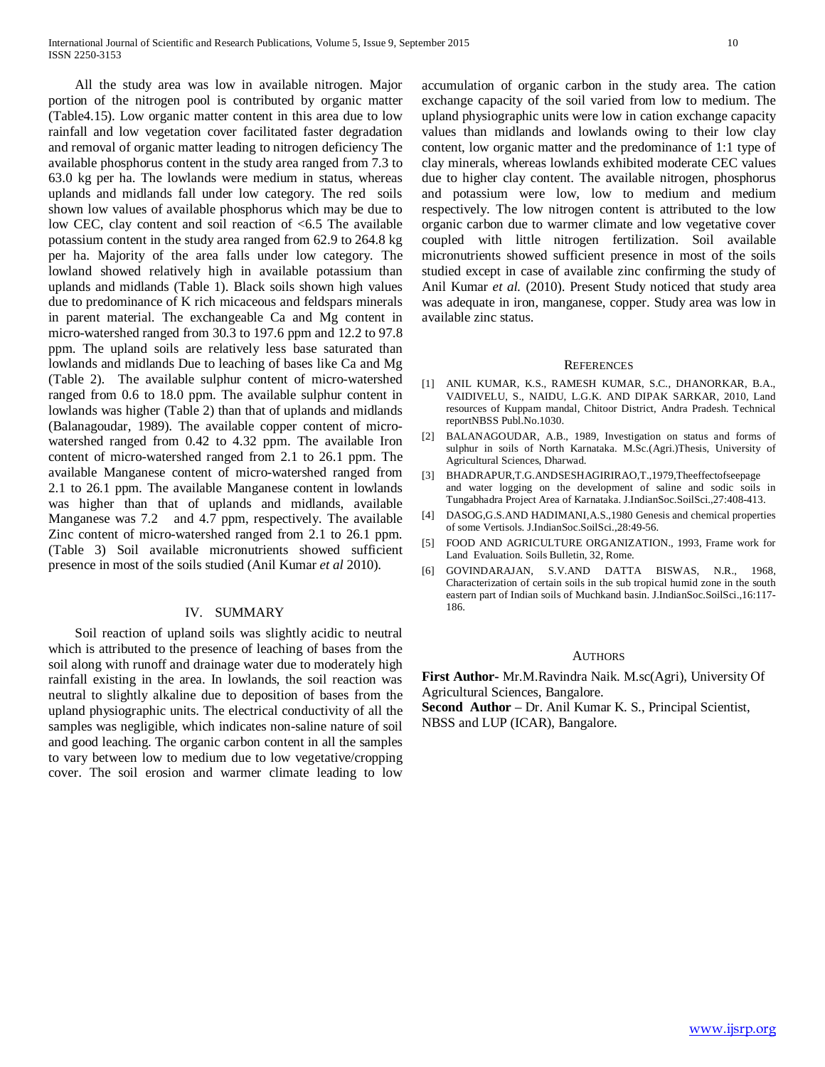All the study area was low in available nitrogen. Major portion of the nitrogen pool is contributed by organic matter (Table4.15). Low organic matter content in this area due to low rainfall and low vegetation cover facilitated faster degradation and removal of organic matter leading to nitrogen deficiency The available phosphorus content in the study area ranged from 7.3 to 63.0 kg per ha. The lowlands were medium in status, whereas uplands and midlands fall under low category. The red soils shown low values of available phosphorus which may be due to low CEC, clay content and soil reaction of <6.5 The available potassium content in the study area ranged from 62.9 to 264.8 kg per ha. Majority of the area falls under low category. The lowland showed relatively high in available potassium than uplands and midlands (Table 1). Black soils shown high values due to predominance of K rich micaceous and feldspars minerals in parent material. The exchangeable Ca and Mg content in micro-watershed ranged from 30.3 to 197.6 ppm and 12.2 to 97.8 ppm. The upland soils are relatively less base saturated than lowlands and midlands Due to leaching of bases like Ca and Mg (Table 2). The available sulphur content of micro-watershed ranged from 0.6 to 18.0 ppm. The available sulphur content in lowlands was higher (Table 2) than that of uplands and midlands (Balanagoudar, 1989). The available copper content of micro-watershed ranged from 0.42 to 4.32 ppm. The available Iron content of micro-watershed ranged from 2.1 to 26.1 ppm. The available Manganese content of micro-watershed ranged from 2.1 to 26.1 ppm. The available Manganese content in lowlands was higher than that of uplands and midlands, available Manganese was 7.2 and 4.7 ppm, respectively. The available Zinc content of micro-watershed ranged from 2.1 to 26.1 ppm. (Table 3) Soil available micronutrients showed sufficient presence in most of the soils studied (Anil Kumar *et al* 2010).

## IV. SUMMARY

Soil reaction of upland soils was slightly acidic to neutral which is attributed to the presence of leaching of bases from the soil along with runoff and drainage water due to moderately high rainfall existing in the area. In lowlands, the soil reaction was neutral to slightly alkaline due to deposition of bases from the upland physiographic units. The electrical conductivity of all the samples was negligible, which indicates non-saline nature of soil and good leaching. The organic carbon content in all the samples to vary between low to medium due to low vegetative/cropping cover. The soil erosion and warmer climate leading to low accumulation of organic carbon in the study area. The cation exchange capacity of the soil varied from low to medium. The upland physiographic units were low in cation exchange capacity values than midlands and lowlands owing to their low clay content, low organic matter and the predominance of 1:1 type of clay minerals, whereas lowlands exhibited moderate CEC values due to higher clay content. The available nitrogen, phosphorus and potassium were low, low to medium and medium respectively. The low nitrogen content is attributed to the low organic carbon due to warmer climate and low vegetative cover coupled with little nitrogen fertilization. Soil available micronutrients showed sufficient presence in most of the soils studied except in case of available zinc confirming the study of Anil Kumar *et al.* (2010). Present Study noticed that study area was adequate in iron, manganese, copper. Study area was low in available zinc status.

## REFERENCES

[1] ANIL KUMAR, K.S., RAMESH KUMAR, S.C., DHANORKAR, B.A., VAIDIVELU, S., NAIDU, L.G.K. AND DIPAK SARKAR, 2010, Land resources of Kuppam mandal, Chitoor District, Andra Pradesh. Technical reportNBSS Publ.No.1030.

[2] BALANAGOUDAR, A.B., 1989, Investigation on status and forms of sulphur in soils of North Karnataka. M.Sc.(Agri.)Thesis, University of Agricultural Sciences, Dharwad.

[3] BHADRAPUR,T.G.ANDSESHAGIRIRAO,T.,1979,Theeffectofseepage and water logging on the development of saline and sodic soils in Tungabhadra Project Area of Karnataka. J.IndianSoc.SoilSci.,27:408-413.

[4] DASOG,G.S.AND HADIMANI,A.S.,1980 Genesis and chemical properties of some Vertisols. J.IndianSoc.SoilSci.,28:49-56.

[5] FOOD AND AGRICULTURE ORGANIZATION., 1993, Frame work for Land Evaluation. Soils Bulletin, 32, Rome.

[6] GOVINDARAJAN, S.V.AND DATTA BISWAS, N.R., 1968, Characterization of certain soils in the sub tropical humid zone in the south eastern part of Indian soils of Muchkand basin. J.IndianSoc.SoilSci.,16:117-186.

## AUTHORS

**First Author**- Mr.M.Ravindra Naik. M.sc(Agri), University Of Agricultural Sciences, Bangalore.

**Second Author** – Dr. Anil Kumar K. S., Principal Scientist, NBSS and LUP (ICAR), Bangalore.